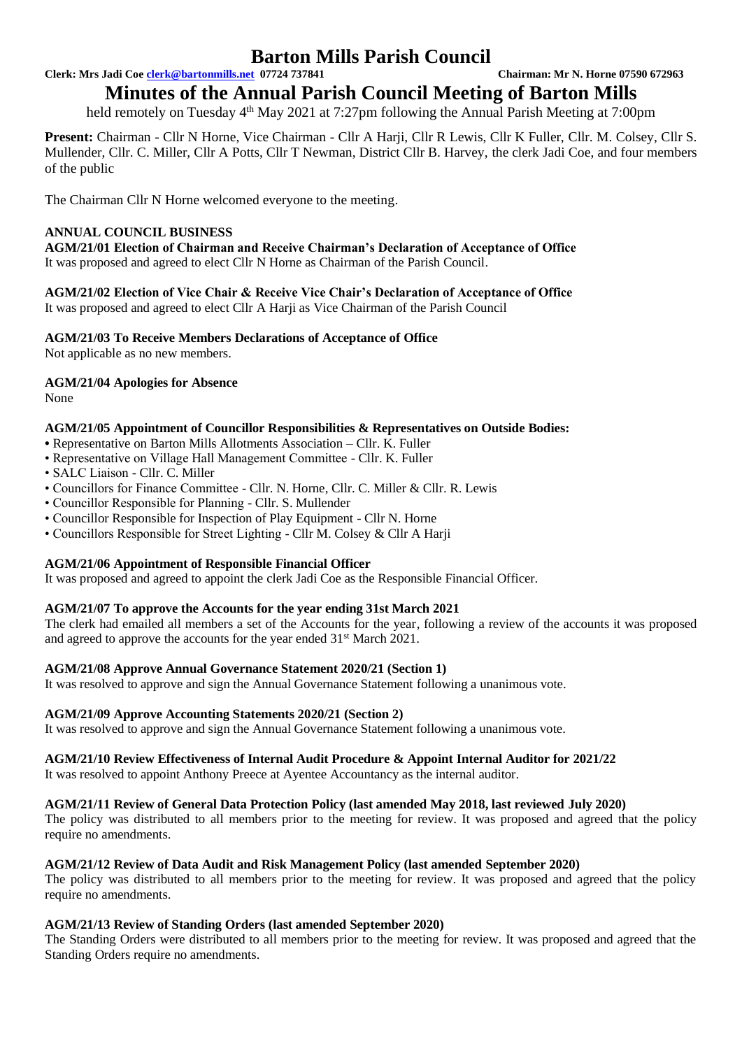# Barton Mills Parish Council

**Clerk: Mrs Jadi Coe clerk@bartonmills.net 07724 737841** **Chairman: Mr N. Horne 07590 672963**

## Minutes of the Annual Parish Council Meeting of Barton Mills

held remotely on Tuesday 4th May 2021 at 7:27pm following the Annual Parish Meeting at 7:00pm

**Present:** Chairman - Cllr N Horne, Vice Chairman - Cllr A Harji, Cllr R Lewis, Cllr K Fuller, Cllr. M. Colsey, Cllr S. Mullender, Cllr. C. Miller, Cllr A Potts, Cllr T Newman, District Cllr B. Harvey, the clerk Jadi Coe, and four members of the public

The Chairman Cllr N Horne welcomed everyone to the meeting.

**ANNUAL COUNCIL BUSINESS**

**AGM/21/01 Election of Chairman and Receive Chairman's Declaration of Acceptance of Office**

It was proposed and agreed to elect Cllr N Horne as Chairman of the Parish Council.

**AGM/21/02 Election of Vice Chair & Receive Vice Chair's Declaration of Acceptance of Office**

It was proposed and agreed to elect Cllr A Harji as Vice Chairman of the Parish Council

**AGM/21/03 To Receive Members Declarations of Acceptance of Office**

Not applicable as no new members.

**AGM/21/04 Apologies for Absence**

None

**AGM/21/05 Appointment of Councillor Responsibilities & Representatives on Outside Bodies:**

- Representative on Barton Mills Allotments Association – Cllr. K. Fuller
- Representative on Village Hall Management Committee - Cllr. K. Fuller
- SALC Liaison - Cllr. C. Miller
- Councillors for Finance Committee - Cllr. N. Horne, Cllr. C. Miller & Cllr. R. Lewis
- Councillor Responsible for Planning - Cllr. S. Mullender
- Councillor Responsible for Inspection of Play Equipment - Cllr N. Horne
- Councillors Responsible for Street Lighting - Cllr M. Colsey & Cllr A Harji

**AGM/21/06 Appointment of Responsible Financial Officer**

It was proposed and agreed to appoint the clerk Jadi Coe as the Responsible Financial Officer.

**AGM/21/07 To approve the Accounts for the year ending 31st March 2021**

The clerk had emailed all members a set of the Accounts for the year, following a review of the accounts it was proposed and agreed to approve the accounts for the year ended 31st March 2021.

**AGM/21/08 Approve Annual Governance Statement 2020/21 (Section 1)**

It was resolved to approve and sign the Annual Governance Statement following a unanimous vote.

**AGM/21/09 Approve Accounting Statements 2020/21 (Section 2)**

It was resolved to approve and sign the Annual Governance Statement following a unanimous vote.

**AGM/21/10 Review Effectiveness of Internal Audit Procedure & Appoint Internal Auditor for 2021/22**

It was resolved to appoint Anthony Preece at Ayentee Accountancy as the internal auditor.

**AGM/21/11 Review of General Data Protection Policy (last amended May 2018, last reviewed July 2020)**

The policy was distributed to all members prior to the meeting for review. It was proposed and agreed that the policy require no amendments.

**AGM/21/12 Review of Data Audit and Risk Management Policy (last amended September 2020)**

The policy was distributed to all members prior to the meeting for review. It was proposed and agreed that the policy require no amendments.

**AGM/21/13 Review of Standing Orders (last amended September 2020)**

The Standing Orders were distributed to all members prior to the meeting for review. It was proposed and agreed that the Standing Orders require no amendments.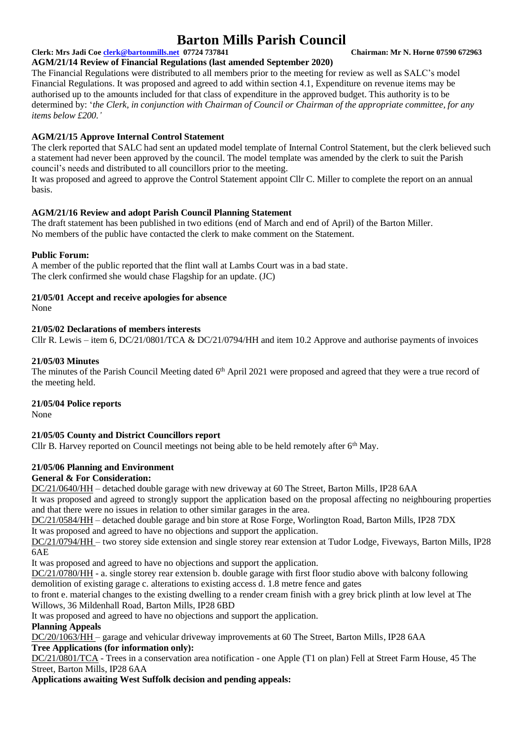**AGM/21/14 Review of Financial Regulations (last amended September 2020)**

The Financial Regulations were distributed to all members prior to the meeting for review as well as SALC's model Financial Regulations. It was proposed and agreed to add within section 4.1, Expenditure on revenue items may be authorised up to the amounts included for that class of expenditure in the approved budget. This authority is to be determined by: '*the Clerk, in conjunction with Chairman of Council or Chairman of the appropriate committee, for any items below £200.'*

**AGM/21/15 Approve Internal Control Statement**

The clerk reported that SALC had sent an updated model template of Internal Control Statement, but the clerk believed such a statement had never been approved by the council. The model template was amended by the clerk to suit the Parish council's needs and distributed to all councillors prior to the meeting.

It was proposed and agreed to approve the Control Statement appoint Cllr C. Miller to complete the report on an annual basis.

**AGM/21/16 Review and adopt Parish Council Planning Statement**

The draft statement has been published in two editions (end of March and end of April) of the Barton Miller. No members of the public have contacted the clerk to make comment on the Statement.

**Public Forum:**

A member of the public reported that the flint wall at Lambs Court was in a bad state.
The clerk confirmed she would chase Flagship for an update. (JC)

**21/05/01 Accept and receive apologies for absence**

None

**21/05/02 Declarations of members interests**

Cllr R. Lewis – item 6, DC/21/0801/TCA & DC/21/0794/HH and item 10.2 Approve and authorise payments of invoices

**21/05/03 Minutes**

The minutes of the Parish Council Meeting dated 6th April 2021 were proposed and agreed that they were a true record of the meeting held.

**21/05/04 Police reports**

None

**21/05/05 County and District Councillors report**

Cllr B. Harvey reported on Council meetings not being able to be held remotely after 6th May.

**21/05/06 Planning and Environment**

**General & For Consideration:**

DC/21/0640/HH – detached double garage with new driveway at 60 The Street, Barton Mills, IP28 6AA
It was proposed and agreed to strongly support the application based on the proposal affecting no neighbouring properties and that there were no issues in relation to other similar garages in the area.

DC/21/0584/HH – detached double garage and bin store at Rose Forge, Worlington Road, Barton Mills, IP28 7DX
It was proposed and agreed to have no objections and support the application.

DC/21/0794/HH – two storey side extension and single storey rear extension at Tudor Lodge, Fiveways, Barton Mills, IP28 6AE
It was proposed and agreed to have no objections and support the application.

DC/21/0780/HH - a. single storey rear extension b. double garage with first floor studio above with balcony following demolition of existing garage c. alterations to existing access d. 1.8 metre fence and gates to front e. material changes to the existing dwelling to a render cream finish with a grey brick plinth at low level at The Willows, 36 Mildenhall Road, Barton Mills, IP28 6BD
It was proposed and agreed to have no objections and support the application.

**Planning Appeals**

DC/20/1063/HH – garage and vehicular driveway improvements at 60 The Street, Barton Mills, IP28 6AA

**Tree Applications (for information only):**

DC/21/0801/TCA - Trees in a conservation area notification - one Apple (T1 on plan) Fell at Street Farm House, 45 The Street, Barton Mills, IP28 6AA

**Applications awaiting West Suffolk decision and pending appeals:**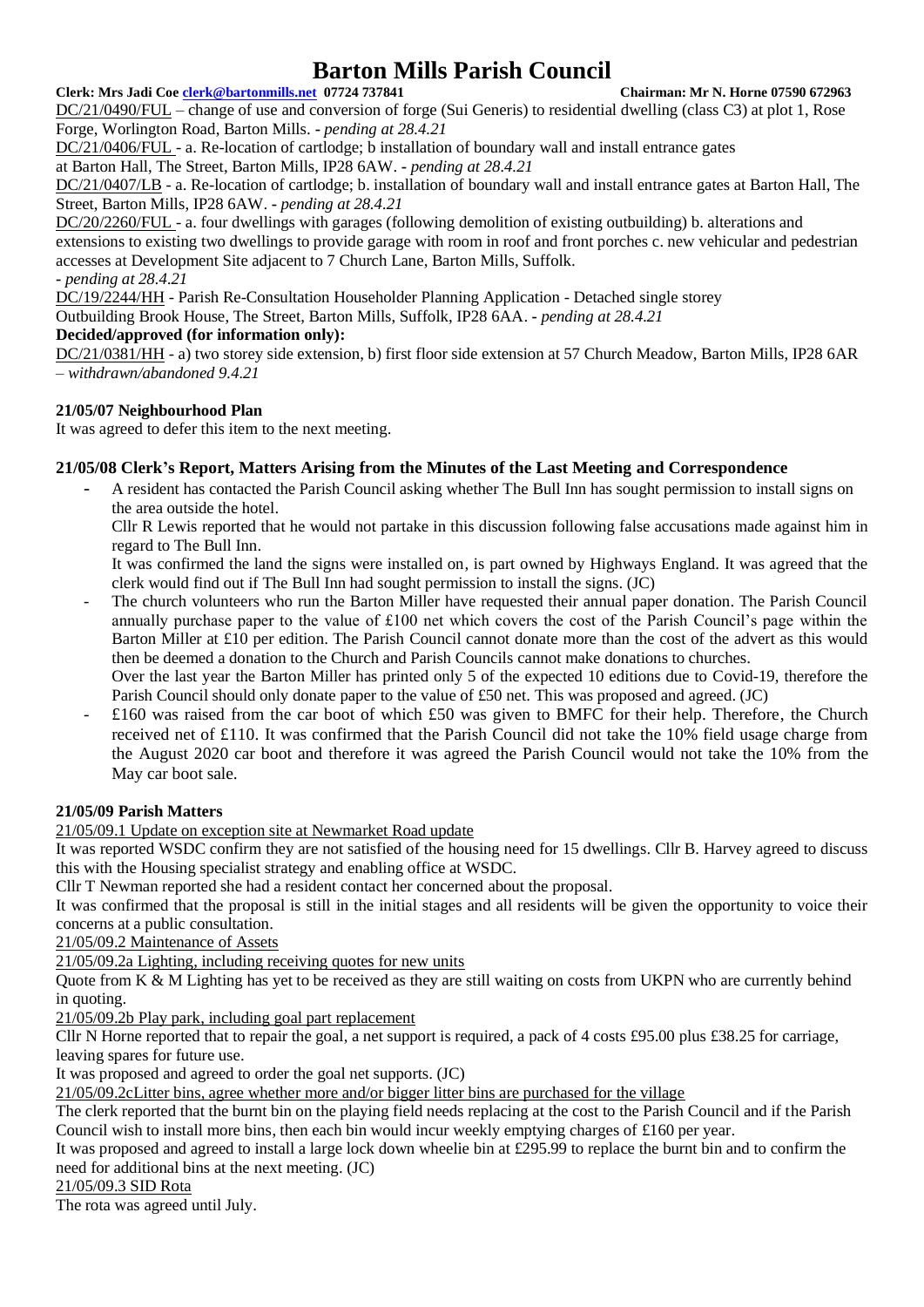DC/21/0490/FUL – change of use and conversion of forge (Sui Generis) to residential dwelling (class C3) at plot 1, Rose Forge, Worlington Road, Barton Mills. - *pending at 28.4.21*

DC/21/0406/FUL - a. Re-location of cartlodge; b installation of boundary wall and install entrance gates at Barton Hall, The Street, Barton Mills, IP28 6AW. - *pending at 28.4.21*

DC/21/0407/LB - a. Re-location of cartlodge; b. installation of boundary wall and install entrance gates at Barton Hall, The Street, Barton Mills, IP28 6AW. - *pending at 28.4.21*

DC/20/2260/FUL - a. four dwellings with garages (following demolition of existing outbuilding) b. alterations and extensions to existing two dwellings to provide garage with room in roof and front porches c. new vehicular and pedestrian accesses at Development Site adjacent to 7 Church Lane, Barton Mills, Suffolk.
- *pending at 28.4.21*

DC/19/2244/HH - Parish Re-Consultation Householder Planning Application - Detached single storey Outbuilding Brook House, The Street, Barton Mills, Suffolk, IP28 6AA. - *pending at 28.4.21*

**Decided/approved (for information only):**

DC/21/0381/HH - a) two storey side extension, b) first floor side extension at 57 Church Meadow, Barton Mills, IP28 6AR – *withdrawn/abandoned 9.4.21*

### 21/05/07 Neighbourhood Plan

It was agreed to defer this item to the next meeting.

### 21/05/08 Clerk's Report, Matters Arising from the Minutes of the Last Meeting and Correspondence

- A resident has contacted the Parish Council asking whether The Bull Inn has sought permission to install signs on the area outside the hotel.
  Cllr R Lewis reported that he would not partake in this discussion following false accusations made against him in regard to The Bull Inn.
  It was confirmed the land the signs were installed on, is part owned by Highways England. It was agreed that the clerk would find out if The Bull Inn had sought permission to install the signs. (JC)
- The church volunteers who run the Barton Miller have requested their annual paper donation. The Parish Council annually purchase paper to the value of £100 net which covers the cost of the Parish Council's page within the Barton Miller at £10 per edition. The Parish Council cannot donate more than the cost of the advert as this would then be deemed a donation to the Church and Parish Councils cannot make donations to churches.
  Over the last year the Barton Miller has printed only 5 of the expected 10 editions due to Covid-19, therefore the Parish Council should only donate paper to the value of £50 net. This was proposed and agreed. (JC)
- £160 was raised from the car boot of which £50 was given to BMFC for their help. Therefore, the Church received net of £110. It was confirmed that the Parish Council did not take the 10% field usage charge from the August 2020 car boot and therefore it was agreed the Parish Council would not take the 10% from the May car boot sale.

### 21/05/09 Parish Matters

21/05/09.1 Update on exception site at Newmarket Road update

It was reported WSDC confirm they are not satisfied of the housing need for 15 dwellings. Cllr B. Harvey agreed to discuss this with the Housing specialist strategy and enabling office at WSDC.

Cllr T Newman reported she had a resident contact her concerned about the proposal.

It was confirmed that the proposal is still in the initial stages and all residents will be given the opportunity to voice their concerns at a public consultation.

21/05/09.2 Maintenance of Assets

21/05/09.2a Lighting, including receiving quotes for new units

Quote from K & M Lighting has yet to be received as they are still waiting on costs from UKPN who are currently behind in quoting.

21/05/09.2b Play park, including goal part replacement

Cllr N Horne reported that to repair the goal, a net support is required, a pack of 4 costs £95.00 plus £38.25 for carriage, leaving spares for future use.

It was proposed and agreed to order the goal net supports. (JC)

21/05/09.2cLitter bins, agree whether more and/or bigger litter bins are purchased for the village

The clerk reported that the burnt bin on the playing field needs replacing at the cost to the Parish Council and if the Parish Council wish to install more bins, then each bin would incur weekly emptying charges of £160 per year.

It was proposed and agreed to install a large lock down wheelie bin at £295.99 to replace the burnt bin and to confirm the need for additional bins at the next meeting. (JC)

21/05/09.3 SID Rota

The rota was agreed until July.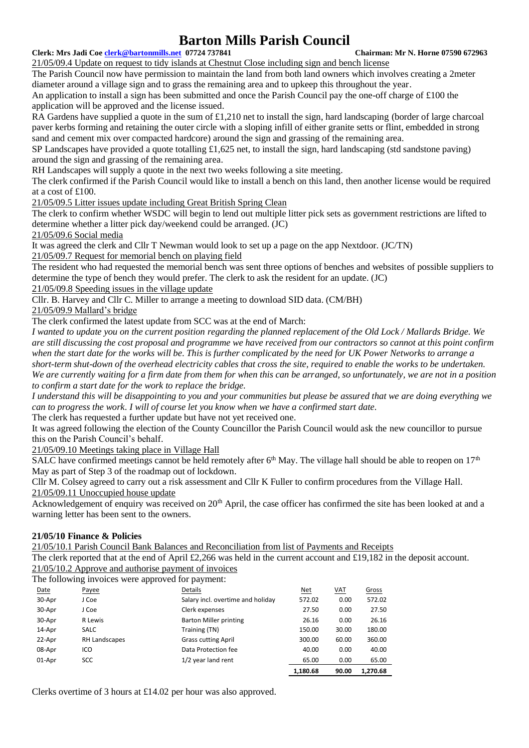21/05/09.4 Update on request to tidy islands at Chestnut Close including sign and bench license

The Parish Council now have permission to maintain the land from both land owners which involves creating a 2meter diameter around a village sign and to grass the remaining area and to upkeep this throughout the year.

An application to install a sign has been submitted and once the Parish Council pay the one-off charge of £100 the application will be approved and the license issued.

RA Gardens have supplied a quote in the sum of £1,210 net to install the sign, hard landscaping (border of large charcoal paver kerbs forming and retaining the outer circle with a sloping infill of either granite setts or flint, embedded in strong sand and cement mix over compacted hardcore) around the sign and grassing of the remaining area.

SP Landscapes have provided a quote totalling £1,625 net, to install the sign, hard landscaping (std sandstone paving) around the sign and grassing of the remaining area.

RH Landscapes will supply a quote in the next two weeks following a site meeting.

The clerk confirmed if the Parish Council would like to install a bench on this land, then another license would be required at a cost of £100.

21/05/09.5 Litter issues update including Great British Spring Clean

The clerk to confirm whether WSDC will begin to lend out multiple litter pick sets as government restrictions are lifted to determine whether a litter pick day/weekend could be arranged. (JC)

21/05/09.6 Social media

It was agreed the clerk and Cllr T Newman would look to set up a page on the app Nextdoor. (JC/TN)

21/05/09.7 Request for memorial bench on playing field

The resident who had requested the memorial bench was sent three options of benches and websites of possible suppliers to determine the type of bench they would prefer. The clerk to ask the resident for an update. (JC)

21/05/09.8 Speeding issues in the village update

Cllr. B. Harvey and Cllr C. Miller to arrange a meeting to download SID data. (CM/BH)

21/05/09.9 Mallard's bridge

The clerk confirmed the latest update from SCC was at the end of March:

*I wanted to update you on the current position regarding the planned replacement of the Old Lock / Mallards Bridge. We are still discussing the cost proposal and programme we have received from our contractors so cannot at this point confirm when the start date for the works will be. This is further complicated by the need for UK Power Networks to arrange a short-term shut-down of the overhead electricity cables that cross the site, required to enable the works to be undertaken. We are currently waiting for a firm date from them for when this can be arranged, so unfortunately, we are not in a position to confirm a start date for the work to replace the bridge.*

*I understand this will be disappointing to you and your communities but please be assured that we are doing everything we can to progress the work. I will of course let you know when we have a confirmed start date.*

The clerk has requested a further update but have not yet received one.

It was agreed following the election of the County Councillor the Parish Council would ask the new councillor to pursue this on the Parish Council's behalf.

21/05/09.10 Meetings taking place in Village Hall

SALC have confirmed meetings cannot be held remotely after 6th May. The village hall should be able to reopen on 17th May as part of Step 3 of the roadmap out of lockdown.

Cllr M. Colsey agreed to carry out a risk assessment and Cllr K Fuller to confirm procedures from the Village Hall.

21/05/09.11 Unoccupied house update

Acknowledgement of enquiry was received on 20th April, the case officer has confirmed the site has been looked at and a warning letter has been sent to the owners.

**21/05/10 Finance & Policies**

21/05/10.1 Parish Council Bank Balances and Reconciliation from list of Payments and Receipts

The clerk reported that at the end of April £2,266 was held in the current account and £19,182 in the deposit account.

21/05/10.2 Approve and authorise payment of invoices

The following invoices were approved for payment:

| Date | Payee | Details | Net | VAT | Gross |
|---|---|---|---|---|---|
| 30-Apr | J Coe | Salary incl. overtime and holiday | 572.02 | 0.00 | 572.02 |
| 30-Apr | J Coe | Clerk expenses | 27.50 | 0.00 | 27.50 |
| 30-Apr | R Lewis | Barton Miller printing | 26.16 | 0.00 | 26.16 |
| 14-Apr | SALC | Training (TN) | 150.00 | 30.00 | 180.00 |
| 22-Apr | RH Landscapes | Grass cutting April | 300.00 | 60.00 | 360.00 |
| 08-Apr | ICO | Data Protection fee | 40.00 | 0.00 | 40.00 |
| 01-Apr | SCC | 1/2 year land rent | 65.00 | 0.00 | 65.00 |
| | | | **1,180.68** | **90.00** | **1,270.68** |

Clerks overtime of 3 hours at £14.02 per hour was also approved.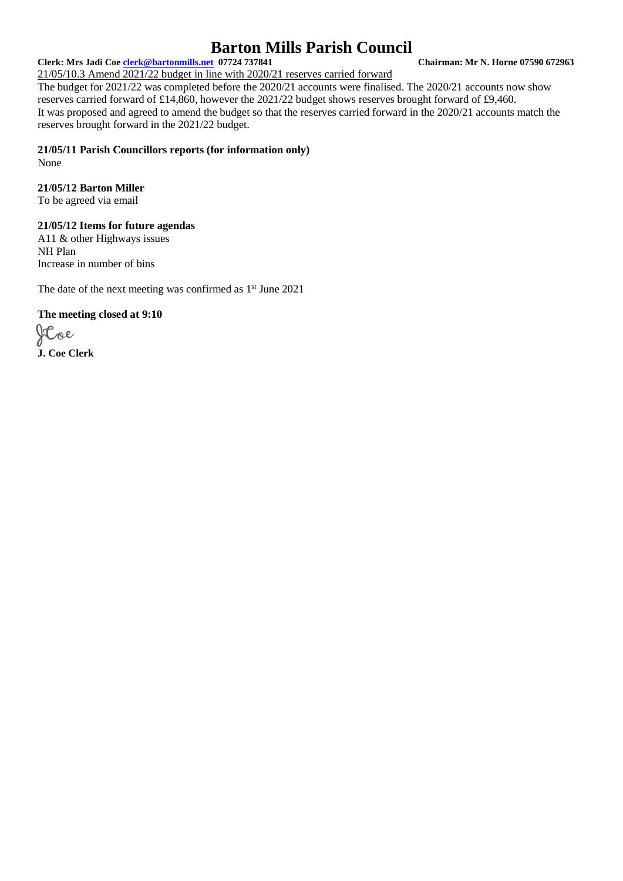# Barton Mills Parish Council

**Clerk: Mrs Jadi Coe clerk@bartonmills.net 07724 737841** **Chairman: Mr N. Horne 07590 672963**

21/05/10.3 Amend 2021/22 budget in line with 2020/21 reserves carried forward

The budget for 2021/22 was completed before the 2020/21 accounts were finalised. The 2020/21 accounts now show reserves carried forward of £14,860, however the 2021/22 budget shows reserves brought forward of £9,460.
It was proposed and agreed to amend the budget so that the reserves carried forward in the 2020/21 accounts match the reserves brought forward in the 2021/22 budget.

**21/05/11 Parish Councillors reports (for information only)**

None

**21/05/12 Barton Miller**

To be agreed via email

**21/05/12 Items for future agendas**

A11 & other Highways issues
NH Plan
Increase in number of bins

The date of the next meeting was confirmed as 1st June 2021

**The meeting closed at 9:10**

JCoe

**J. Coe Clerk**